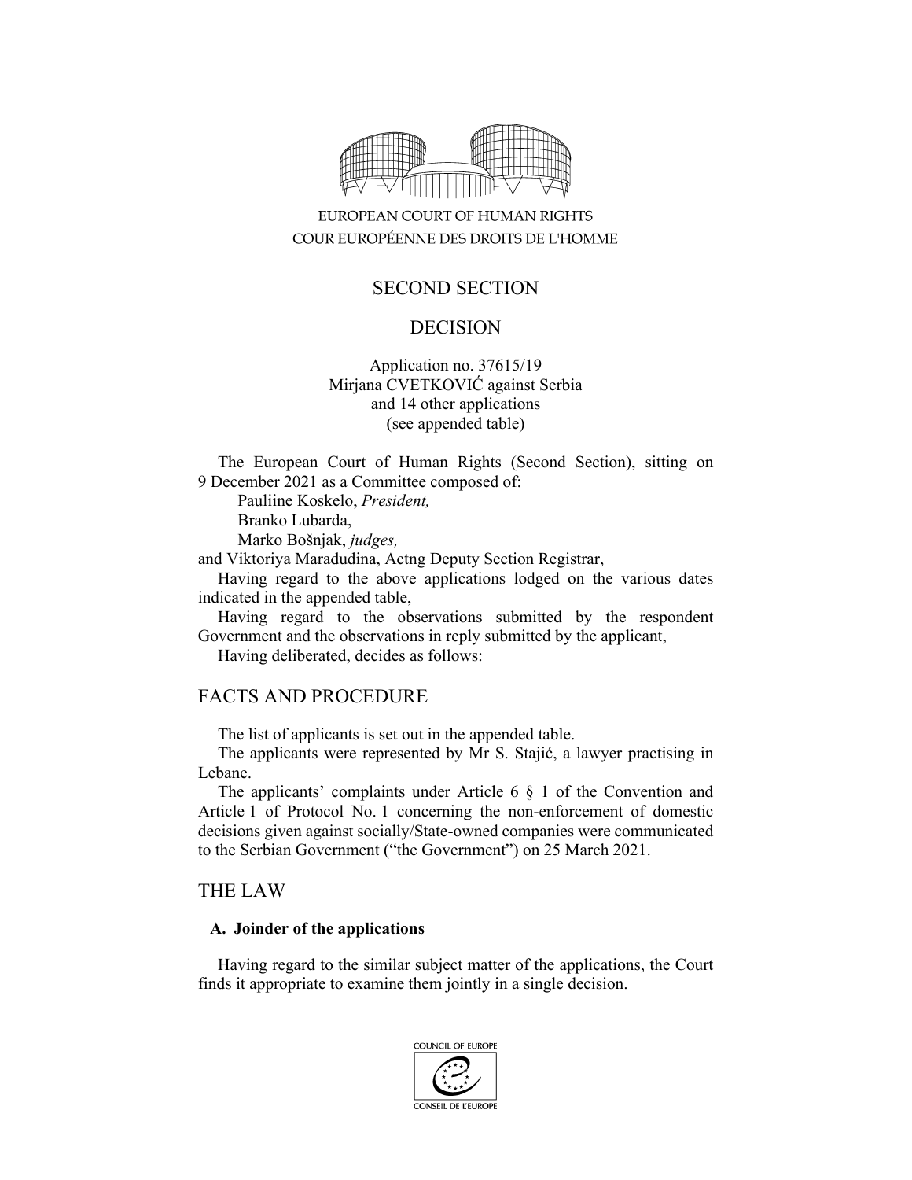EUROPEAN COURT OF HUMAN RIGHTS
COUR EUROPÉENNE DES DROITS DE L'HOMME

SECOND SECTION

DECISION

Application no. 37615/19
Mirjana CVETKOVIĆ against Serbia
and 14 other applications
(see appended table)

The European Court of Human Rights (Second Section), sitting on 9 December 2021 as a Committee composed of:

Pauliine Koskelo, *President,*
Branko Lubarda,
Marko Bošnjak, *judges,*

and Viktoriya Maradudina, Actng Deputy Section Registrar,

Having regard to the above applications lodged on the various dates indicated in the appended table,

Having regard to the observations submitted by the respondent Government and the observations in reply submitted by the applicant,

Having deliberated, decides as follows:

## FACTS AND PROCEDURE

The list of applicants is set out in the appended table.

The applicants were represented by Mr S. Stajić, a lawyer practising in Lebane.

The applicants' complaints under Article 6 § 1 of the Convention and Article 1 of Protocol No. 1 concerning the non-enforcement of domestic decisions given against socially/State-owned companies were communicated to the Serbian Government ("the Government") on 25 March 2021.

## THE LAW

### A. Joinder of the applications

Having regard to the similar subject matter of the applications, the Court finds it appropriate to examine them jointly in a single decision.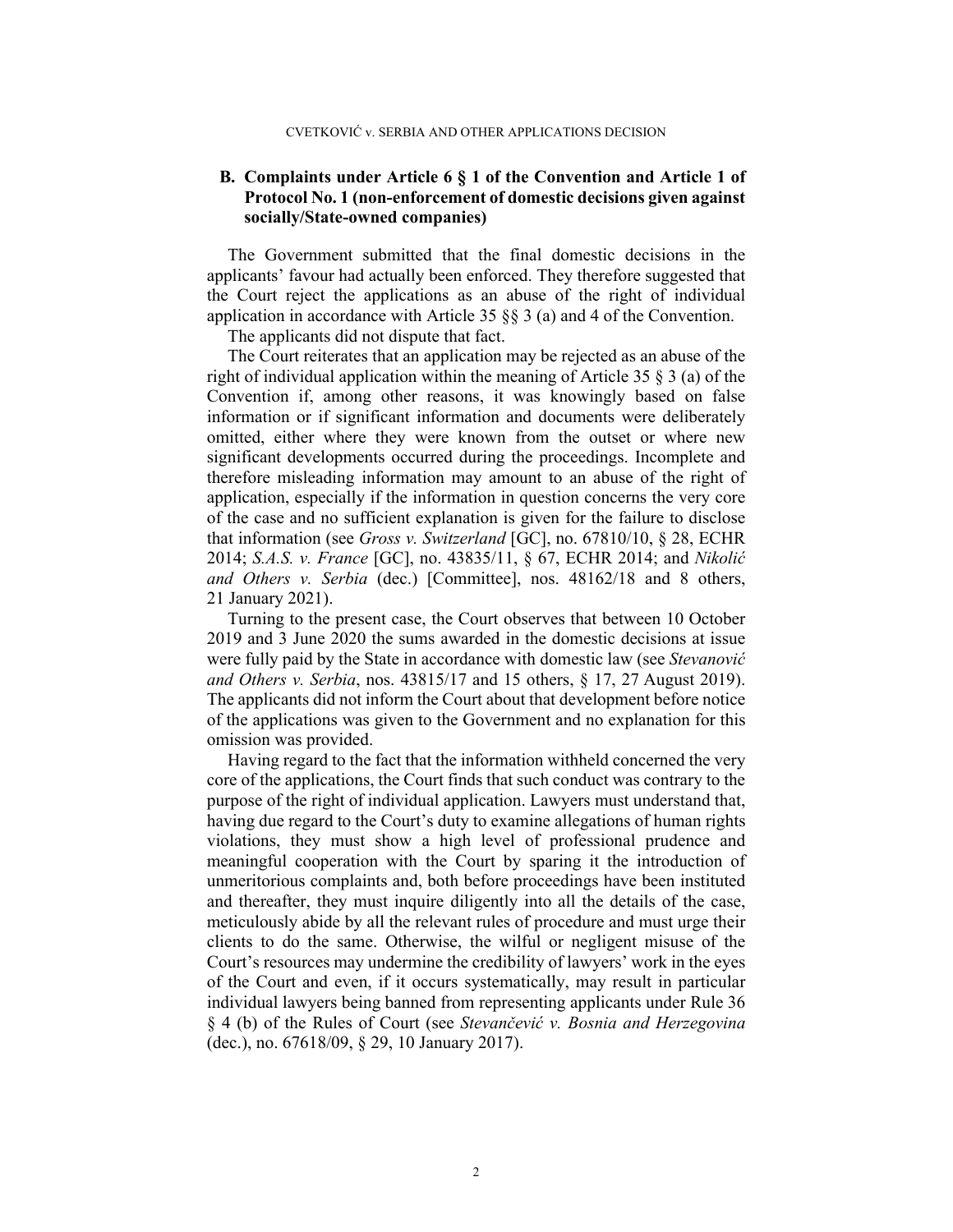## B. Complaints under Article 6 § 1 of the Convention and Article 1 of Protocol No. 1 (non-enforcement of domestic decisions given against socially/State-owned companies)

The Government submitted that the final domestic decisions in the applicants' favour had actually been enforced. They therefore suggested that the Court reject the applications as an abuse of the right of individual application in accordance with Article 35 §§ 3 (a) and 4 of the Convention.

The applicants did not dispute that fact.

The Court reiterates that an application may be rejected as an abuse of the right of individual application within the meaning of Article 35 § 3 (a) of the Convention if, among other reasons, it was knowingly based on false information or if significant information and documents were deliberately omitted, either where they were known from the outset or where new significant developments occurred during the proceedings. Incomplete and therefore misleading information may amount to an abuse of the right of application, especially if the information in question concerns the very core of the case and no sufficient explanation is given for the failure to disclose that information (see *Gross v. Switzerland* [GC], no. 67810/10, § 28, ECHR 2014; *S.A.S. v. France* [GC], no. 43835/11, § 67, ECHR 2014; and *Nikolić and Others v. Serbia* (dec.) [Committee], nos. 48162/18 and 8 others, 21 January 2021).

Turning to the present case, the Court observes that between 10 October 2019 and 3 June 2020 the sums awarded in the domestic decisions at issue were fully paid by the State in accordance with domestic law (see *Stevanović and Others v. Serbia*, nos. 43815/17 and 15 others, § 17, 27 August 2019). The applicants did not inform the Court about that development before notice of the applications was given to the Government and no explanation for this omission was provided.

Having regard to the fact that the information withheld concerned the very core of the applications, the Court finds that such conduct was contrary to the purpose of the right of individual application. Lawyers must understand that, having due regard to the Court's duty to examine allegations of human rights violations, they must show a high level of professional prudence and meaningful cooperation with the Court by sparing it the introduction of unmeritorious complaints and, both before proceedings have been instituted and thereafter, they must inquire diligently into all the details of the case, meticulously abide by all the relevant rules of procedure and must urge their clients to do the same. Otherwise, the wilful or negligent misuse of the Court's resources may undermine the credibility of lawyers' work in the eyes of the Court and even, if it occurs systematically, may result in particular individual lawyers being banned from representing applicants under Rule 36 § 4 (b) of the Rules of Court (see *Stevančević v. Bosnia and Herzegovina* (dec.), no. 67618/09, § 29, 10 January 2017).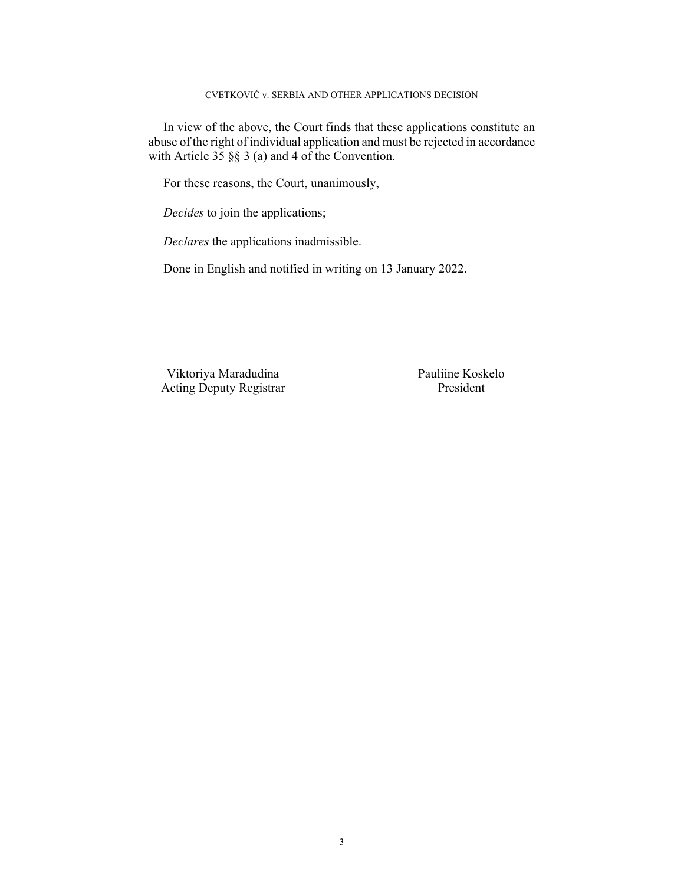In view of the above, the Court finds that these applications constitute an abuse of the right of individual application and must be rejected in accordance with Article 35 §§ 3 (a) and 4 of the Convention.

For these reasons, the Court, unanimously,

*Decides* to join the applications;

*Declares* the applications inadmissible.

Done in English and notified in writing on 13 January 2022.

| Viktoriya Maradudina | Pauliine Koskelo |
| --- | --- |
| Acting Deputy Registrar | President |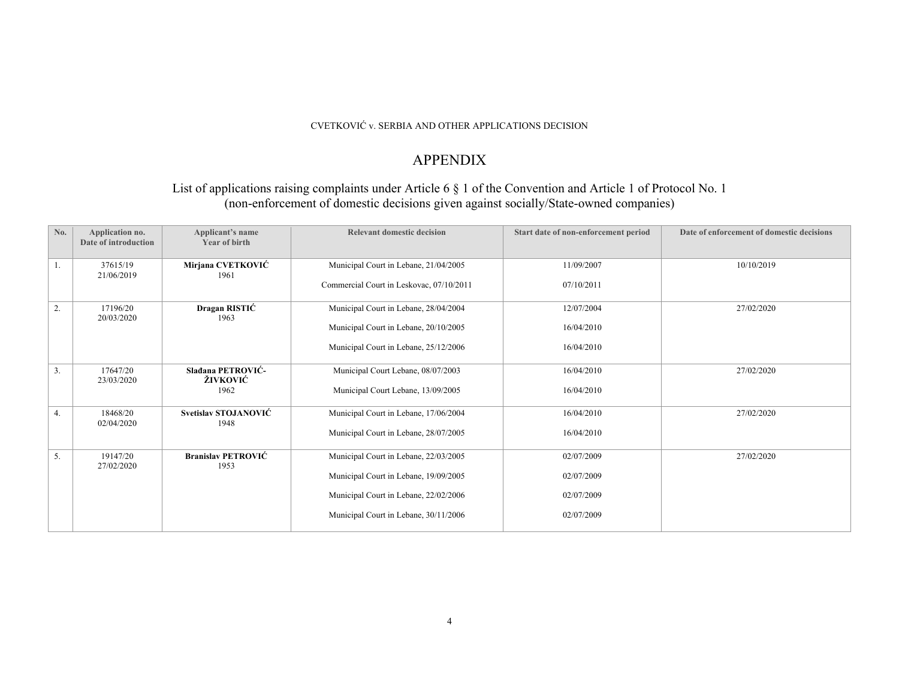## APPENDIX

### List of applications raising complaints under Article 6 § 1 of the Convention and Article 1 of Protocol No. 1 (non-enforcement of domestic decisions given against socially/State-owned companies)

| No. | Application no.<br>Date of introduction | Applicant's name<br>Year of birth | Relevant domestic decision | Start date of non-enforcement period | Date of enforcement of domestic decisions |
|---|---|---|---|---|---|
| 1. | 37615/19<br>21/06/2019 | **Mirjana CVETKOVIĆ**<br>1961 | Municipal Court in Lebane, 21/04/2005<br><br>Commercial Court in Leskovac, 07/10/2011 | 11/09/2007<br><br>07/10/2011 | 10/10/2019 |
| 2. | 17196/20<br>20/03/2020 | **Dragan RISTIĆ**<br>1963 | Municipal Court in Lebane, 28/04/2004<br><br>Municipal Court in Lebane, 20/10/2005<br><br>Municipal Court in Lebane, 25/12/2006 | 12/07/2004<br><br>16/04/2010<br><br>16/04/2010 | 27/02/2020 |
| 3. | 17647/20<br>23/03/2020 | **Slađana PETROVIĆ-ŽIVKOVIĆ**<br>1962 | Municipal Court Lebane, 08/07/2003<br><br>Municipal Court Lebane, 13/09/2005 | 16/04/2010<br><br>16/04/2010 | 27/02/2020 |
| 4. | 18468/20<br>02/04/2020 | **Svetislav STOJANOVIĆ**<br>1948 | Municipal Court in Lebane, 17/06/2004<br><br>Municipal Court in Lebane, 28/07/2005 | 16/04/2010<br><br>16/04/2010 | 27/02/2020 |
| 5. | 19147/20<br>27/02/2020 | **Branislav PETROVIĆ**<br>1953 | Municipal Court in Lebane, 22/03/2005<br><br>Municipal Court in Lebane, 19/09/2005<br><br>Municipal Court in Lebane, 22/02/2006<br><br>Municipal Court in Lebane, 30/11/2006 | 02/07/2009<br><br>02/07/2009<br><br>02/07/2009<br><br>02/07/2009 | 27/02/2020 |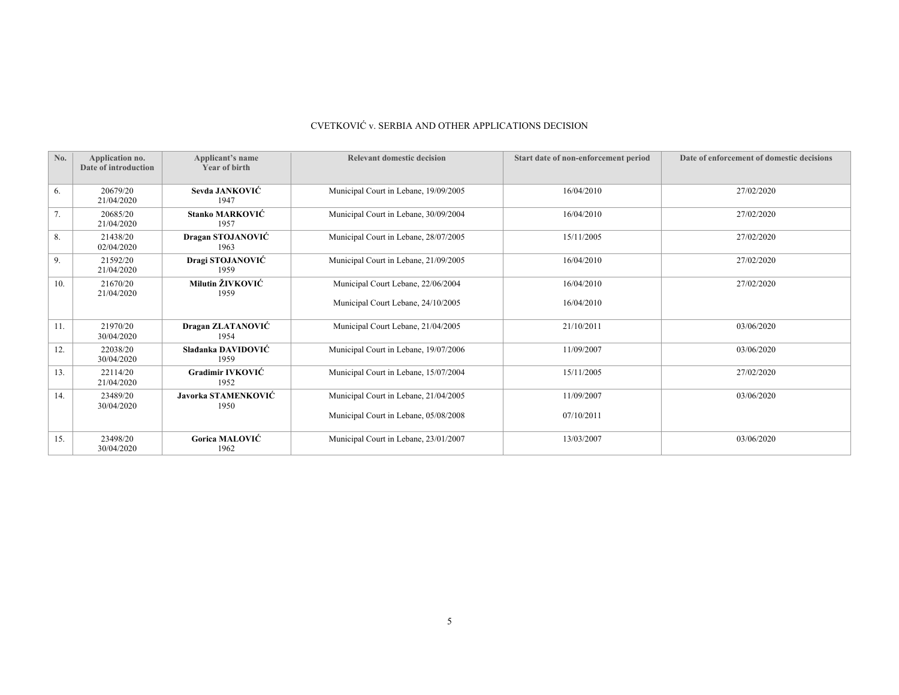| No. | Application no. Date of introduction | Applicant's name Year of birth | Relevant domestic decision | Start date of non-enforcement period | Date of enforcement of domestic decisions |
|---|---|---|---|---|---|
| 6. | 20679/20 21/04/2020 | **Sevda JANKOVIĆ** 1947 | Municipal Court in Lebane, 19/09/2005 | 16/04/2010 | 27/02/2020 |
| 7. | 20685/20 21/04/2020 | **Stanko MARKOVIĆ** 1957 | Municipal Court in Lebane, 30/09/2004 | 16/04/2010 | 27/02/2020 |
| 8. | 21438/20 02/04/2020 | **Dragan STOJANOVIĆ** 1963 | Municipal Court in Lebane, 28/07/2005 | 15/11/2005 | 27/02/2020 |
| 9. | 21592/20 21/04/2020 | **Dragi STOJANOVIĆ** 1959 | Municipal Court in Lebane, 21/09/2005 | 16/04/2010 | 27/02/2020 |
| 10. | 21670/20 21/04/2020 | **Milutin ŽIVKOVIĆ** 1959 | Municipal Court Lebane, 22/06/2004<br><br>Municipal Court Lebane, 24/10/2005 | 16/04/2010<br><br>16/04/2010 | 27/02/2020 |
| 11. | 21970/20 30/04/2020 | **Dragan ZLATANOVIĆ** 1954 | Municipal Court Lebane, 21/04/2005 | 21/10/2011 | 03/06/2020 |
| 12. | 22038/20 30/04/2020 | **Slađanka DAVIDOVIĆ** 1959 | Municipal Court in Lebane, 19/07/2006 | 11/09/2007 | 03/06/2020 |
| 13. | 22114/20 21/04/2020 | **Gradimir IVKOVIĆ** 1952 | Municipal Court in Lebane, 15/07/2004 | 15/11/2005 | 27/02/2020 |
| 14. | 23489/20 30/04/2020 | **Javorka STAMENKOVIĆ** 1950 | Municipal Court in Lebane, 21/04/2005<br><br>Municipal Court in Lebane, 05/08/2008 | 11/09/2007<br><br>07/10/2011 | 03/06/2020 |
| 15. | 23498/20 30/04/2020 | **Gorica MALOVIĆ** 1962 | Municipal Court in Lebane, 23/01/2007 | 13/03/2007 | 03/06/2020 |